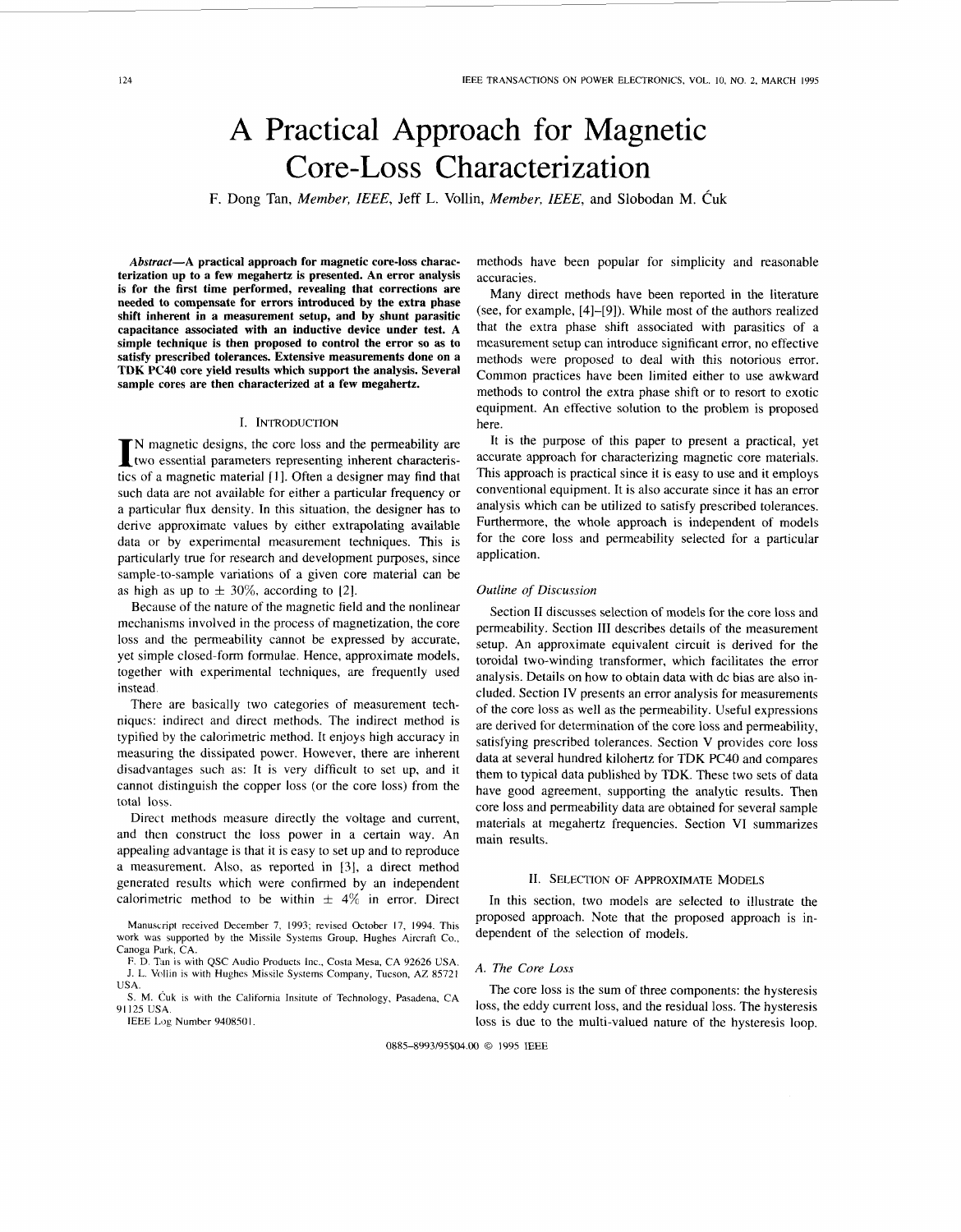# A Practical Approach for Magnetic Core-Loss Characterization

F. Dong Tan, *Member, IEEE*, Jeff L. Vollin, *Member, IEEE*, and Slobodan M. Ćuk

***Abstract*—A practical approach for magnetic core-loss characterization up to a few megahertz is presented. An error analysis is for the first time performed, revealing that corrections are needed to compensate for errors introduced by the extra phase shift inherent in a measurement setup, and by shunt parasitic capacitance associated with an inductive device under test. A simple technique is then proposed to control the error so as to satisfy prescribed tolerances. Extensive measurements done on a TDK PC40 core yield results which support the analysis. Several sample cores are then characterized at a few megahertz.**

## I. Introduction

In magnetic designs, the core loss and the permeability are two essential parameters representing inherent characteristics of a magnetic material [1]. Often a designer may find that such data are not available for either a particular frequency or a particular flux density. In this situation, the designer has to derive approximate values by either extrapolating available data or by experimental measurement techniques. This is particularly true for research and development purposes, since sample-to-sample variations of a given core material can be as high as up to ± 30%, according to [2].

Because of the nature of the magnetic field and the nonlinear mechanisms involved in the process of magnetization, the core loss and the permeability cannot be expressed by accurate, yet simple closed-form formulae. Hence, approximate models, together with experimental techniques, are frequently used instead.

There are basically two categories of measurement techniques: indirect and direct methods. The indirect method is typified by the calorimetric method. It enjoys high accuracy in measuring the dissipated power. However, there are inherent disadvantages such as: It is very difficult to set up, and it cannot distinguish the copper loss (or the core loss) from the total loss.

Direct methods measure directly the voltage and current, and then construct the loss power in a certain way. An appealing advantage is that it is easy to set up and to reproduce a measurement. Also, as reported in [3], a direct method generated results which were confirmed by an independent calorimetric method to be within ± 4% in error. Direct methods have been popular for simplicity and reasonable accuracies.

Many direct methods have been reported in the literature (see, for example, [4]–[9]). While most of the authors realized that the extra phase shift associated with parasitics of a measurement setup can introduce significant error, no effective methods were proposed to deal with this notorious error. Common practices have been limited either to use awkward methods to control the extra phase shift or to resort to exotic equipment. An effective solution to the problem is proposed here.

It is the purpose of this paper to present a practical, yet accurate approach for characterizing magnetic core materials. This approach is practical since it is easy to use and it employs conventional equipment. It is also accurate since it has an error analysis which can be utilized to satisfy prescribed tolerances. Furthermore, the whole approach is independent of models for the core loss and permeability selected for a particular application.

### *Outline of Discussion*

Section II discusses selection of models for the core loss and permeability. Section III describes details of the measurement setup. An approximate equivalent circuit is derived for the toroidal two-winding transformer, which facilitates the error analysis. Details on how to obtain data with dc bias are also included. Section IV presents an error analysis for measurements of the core loss as well as the permeability. Useful expressions are derived for determination of the core loss and permeability, satisfying prescribed tolerances. Section V provides core loss data at several hundred kilohertz for TDK PC40 and compares them to typical data published by TDK. These two sets of data have good agreement, supporting the analytic results. Then core loss and permeability data are obtained for several sample materials at megahertz frequencies. Section VI summarizes main results.

## II. Selection of Approximate Models

In this section, two models are selected to illustrate the proposed approach. Note that the proposed approach is independent of the selection of models.

### *A. The Core Loss*

The core loss is the sum of three components: the hysteresis loss, the eddy current loss, and the residual loss. The hysteresis loss is due to the multi-valued nature of the hysteresis loop.

Manuscript received December 7, 1993; revised October 17, 1994. This work was supported by the Missile Systems Group, Hughes Aircraft Co., Canoga Park, CA.

F. D. Tan is with QSC Audio Products Inc., Costa Mesa, CA 92626 USA.

J. L. Vollin is with Hughes Missile Systems Company, Tucson, AZ 85721 USA.

S. M. Ćuk is with the California Insitute of Technology, Pasadena, CA 91125 USA.

IEEE Log Number 9408501.

0885-8993/95$04.00 © 1995 IEEE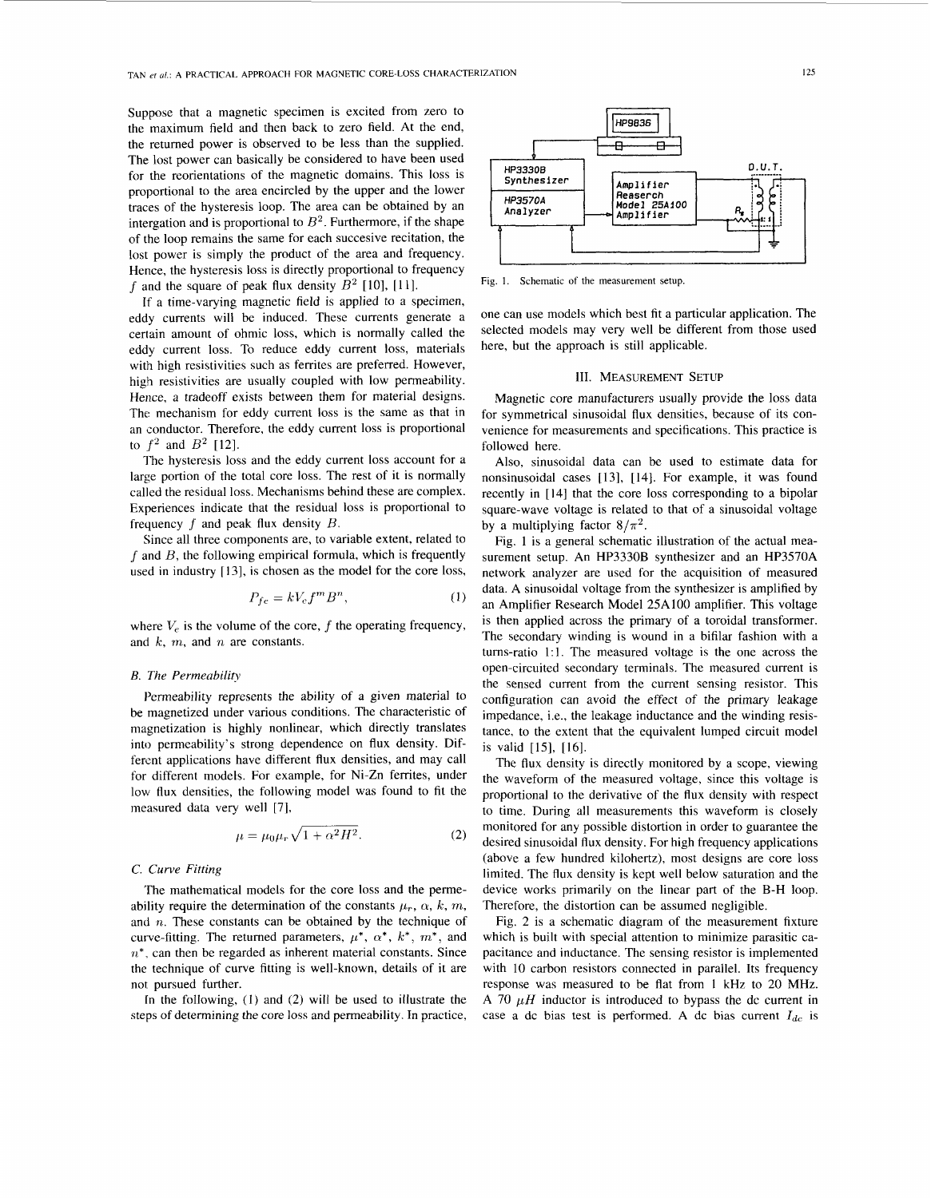Suppose that a magnetic specimen is excited from zero to the maximum field and then back to zero field. At the end, the returned power is observed to be less than the supplied. The lost power can basically be considered to have been used for the reorientations of the magnetic domains. This loss is proportional to the area encircled by the upper and the lower traces of the hysteresis loop. The area can be obtained by an intergation and is proportional to $B^2$. Furthermore, if the shape of the loop remains the same for each succesive recitation, the lost power is simply the product of the area and frequency. Hence, the hysteresis loss is directly proportional to frequency $f$ and the square of peak flux density $B^2$ [10], [11].

If a time-varying magnetic field is applied to a specimen, eddy currents will be induced. These currents generate a certain amount of ohmic loss, which is normally called the eddy current loss. To reduce eddy current loss, materials with high resistivities such as ferrites are preferred. However, high resistivities are usually coupled with low permeability. Hence, a tradeoff exists between them for material designs. The mechanism for eddy current loss is the same as that in an conductor. Therefore, the eddy current loss is proportional to $f^2$ and $B^2$ [12].

The hysteresis loss and the eddy current loss account for a large portion of the total core loss. The rest of it is normally called the residual loss. Mechanisms behind these are complex. Experiences indicate that the residual loss is proportional to frequency $f$ and peak flux density $B$.

Since all three components are, to variable extent, related to $f$ and $B$, the following empirical formula, which is frequently used in industry [13], is chosen as the model for the core loss,

$$P_{fc} = kV_c f^m B^n, \tag{1}$$

where $V_c$ is the volume of the core, $f$ the operating frequency, and $k$, $m$, and $n$ are constants.

### B. The Permeability

Permeability represents the ability of a given material to be magnetized under various conditions. The characteristic of magnetization is highly nonlinear, which directly translates into permeability's strong dependence on flux density. Different applications have different flux densities, and may call for different models. For example, for Ni-Zn ferrites, under low flux densities, the following model was found to fit the measured data very well [7],

$$\mu = \mu_0 \mu_r \sqrt{1 + \alpha^2 H^2}. \tag{2}$$

### C. Curve Fitting

The mathematical models for the core loss and the permeability require the determination of the constants $\mu_r$, $\alpha$, $k$, $m$, and $n$. These constants can be obtained by the technique of curve-fitting. The returned parameters, $\mu^*$, $\alpha^*$, $k^*$, $m^*$, and $n^*$, can then be regarded as inherent material constants. Since the technique of curve fitting is well-known, details of it are not pursued further.

In the following, (1) and (2) will be used to illustrate the steps of determining the core loss and permeability. In practice, one can use models which best fit a particular application. The selected models may very well be different from those used here, but the approach is still applicable.

Fig. 1. Schematic of the measurement setup.

## III. Measurement Setup

Magnetic core manufacturers usually provide the loss data for symmetrical sinusoidal flux densities, because of its convenience for measurements and specifications. This practice is followed here.

Also, sinusoidal data can be used to estimate data for nonsinusoidal cases [13], [14]. For example, it was found recently in [14] that the core loss corresponding to a bipolar square-wave voltage is related to that of a sinusoidal voltage by a multiplying factor $8/\pi^2$.

Fig. 1 is a general schematic illustration of the actual measurement setup. An HP3330B synthesizer and an HP3570A network analyzer are used for the acquisition of measured data. A sinusoidal voltage from the synthesizer is amplified by an Amplifier Research Model 25A100 amplifier. This voltage is then applied across the primary of a toroidal transformer. The secondary winding is wound in a bifilar fashion with a turns-ratio 1:1. The measured voltage is the one across the open-circuited secondary terminals. The measured current is the sensed current from the current sensing resistor. This configuration can avoid the effect of the primary leakage impedance, i.e., the leakage inductance and the winding resistance, to the extent that the equivalent lumped circuit model is valid [15], [16].

The flux density is directly monitored by a scope, viewing the waveform of the measured voltage, since this voltage is proportional to the derivative of the flux density with respect to time. During all measurements this waveform is closely monitored for any possible distortion in order to guarantee the desired sinusoidal flux density. For high frequency applications (above a few hundred kilohertz), most designs are core loss limited. The flux density is kept well below saturation and the device works primarily on the linear part of the B-H loop. Therefore, the distortion can be assumed negligible.

Fig. 2 is a schematic diagram of the measurement fixture which is built with special attention to minimize parasitic capacitance and inductance. The sensing resistor is implemented with 10 carbon resistors connected in parallel. Its frequency response was measured to be flat from 1 kHz to 20 MHz. A 70 $\mu H$ inductor is introduced to bypass the dc current in case a dc bias test is performed. A dc bias current $I_{dc}$ is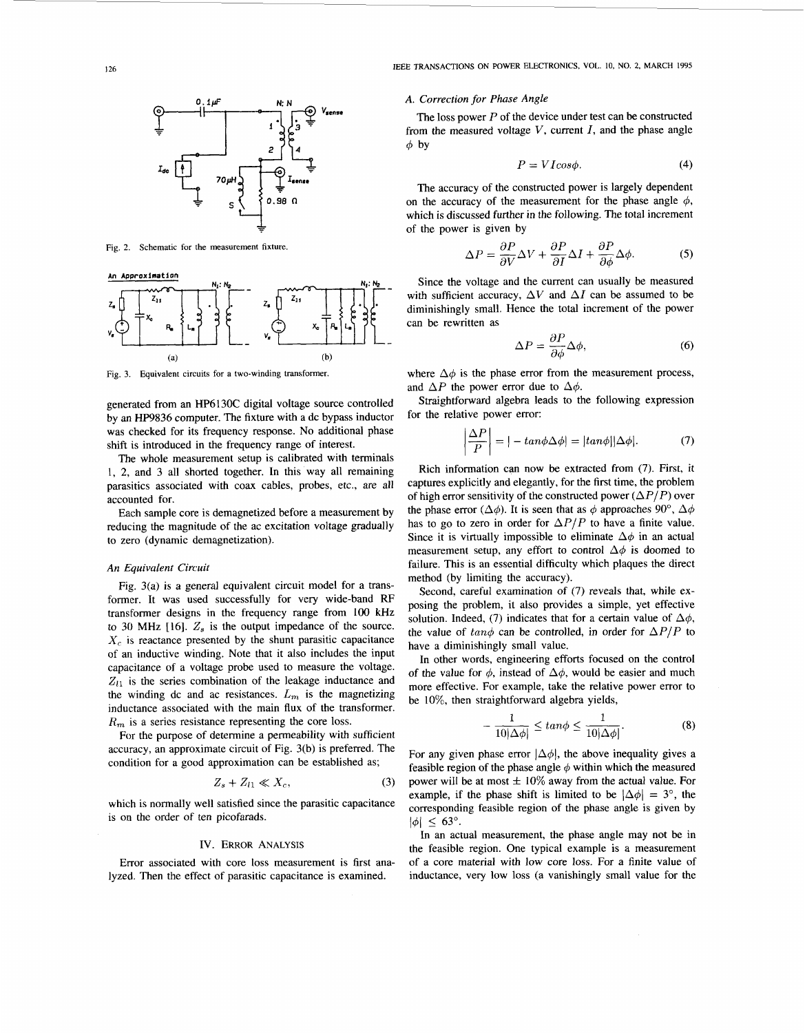Fig. 2. Schematic for the measurement fixture.

Fig. 3. Equivalent circuits for a two-winding transformer.

generated from an HP6130C digital voltage source controlled by an HP9836 computer. The fixture with a dc bypass inductor was checked for its frequency response. No additional phase shift is introduced in the frequency range of interest.

The whole measurement setup is calibrated with terminals 1, 2, and 3 all shorted together. In this way all remaining parasitics associated with coax cables, probes, etc., are all accounted for.

Each sample core is demagnetized before a measurement by reducing the magnitude of the ac excitation voltage gradually to zero (dynamic demagnetization).

### An Equivalent Circuit

Fig. 3(a) is a general equivalent circuit model for a transformer. It was used successfully for very wide-band RF transformer designs in the frequency range from 100 kHz to 30 MHz [16]. $Z_s$ is the output impedance of the source. $X_c$ is reactance presented by the shunt parasitic capacitance of an inductive winding. Note that it also includes the input capacitance of a voltage probe used to measure the voltage. $Z_{l1}$ is the series combination of the leakage inductance and the winding dc and ac resistances. $L_m$ is the magnetizing inductance associated with the main flux of the transformer. $R_m$ is a series resistance representing the core loss.

For the purpose of determine a permeability with sufficient accuracy, an approximate circuit of Fig. 3(b) is preferred. The condition for a good approximation can be established as;

$$Z_s + Z_{l1} \ll X_c, \tag{3}$$

which is normally well satisfied since the parasitic capacitance is on the order of ten picofarads.

## IV. Error Analysis

Error associated with core loss measurement is first analyzed. Then the effect of parasitic capacitance is examined.

### A. Correction for Phase Angle

The loss power $P$ of the device under test can be constructed from the measured voltage $V$, current $I$, and the phase angle $\phi$ by

$$P = VIcos\phi. \tag{4}$$

The accuracy of the constructed power is largely dependent on the accuracy of the measurement for the phase angle $\phi$, which is discussed further in the following. The total increment of the power is given by

$$\Delta P = \frac{\partial P}{\partial V}\Delta V + \frac{\partial P}{\partial I}\Delta I + \frac{\partial P}{\partial \phi}\Delta\phi. \tag{5}$$

Since the voltage and the current can usually be measured with sufficient accuracy, $\Delta V$ and $\Delta I$ can be assumed to be diminishingly small. Hence the total increment of the power can be rewritten as

$$\Delta P = \frac{\partial P}{\partial \phi}\Delta\phi, \tag{6}$$

where $\Delta\phi$ is the phase error from the measurement process, and $\Delta P$ the power error due to $\Delta\phi$.

Straightforward algebra leads to the following expression for the relative power error:

$$\left|\frac{\Delta P}{P}\right| = |-tan\phi\Delta\phi| = |tan\phi||\Delta\phi|. \tag{7}$$

Rich information can now be extracted from (7). First, it captures explicitly and elegantly, for the first time, the problem of high error sensitivity of the constructed power ($\Delta P/P$) over the phase error ($\Delta\phi$). It is seen that as $\phi$ approaches 90°, $\Delta\phi$ has to go to zero in order for $\Delta P/P$ to have a finite value. Since it is virtually impossible to eliminate $\Delta\phi$ in an actual measurement setup, any effort to control $\Delta\phi$ is doomed to failure. This is an essential difficulty which plaques the direct method (by limiting the accuracy).

Second, careful examination of (7) reveals that, while exposing the problem, it also provides a simple, yet effective solution. Indeed, (7) indicates that for a certain value of $\Delta\phi$, the value of $tan\phi$ can be controlled, in order for $\Delta P/P$ to have a diminishingly small value.

In other words, engineering efforts focused on the control of the value for $\phi$, instead of $\Delta\phi$, would be easier and much more effective. For example, take the relative power error to be 10%, then straightforward algebra yields,

$$-\frac{1}{10|\Delta\phi|} \leq tan\phi \leq \frac{1}{10|\Delta\phi|}. \tag{8}$$

For any given phase error $|\Delta\phi|$, the above inequality gives a feasible region of the phase angle $\phi$ within which the measured power will be at most ± 10% away from the actual value. For example, if the phase shift is limited to be $|\Delta\phi| = 3°$, the corresponding feasible region of the phase angle is given by $|\phi| \leq 63°$.

In an actual measurement, the phase angle may not be in the feasible region. One typical example is a measurement of a core material with low core loss. For a finite value of inductance, very low loss (a vanishingly small value for the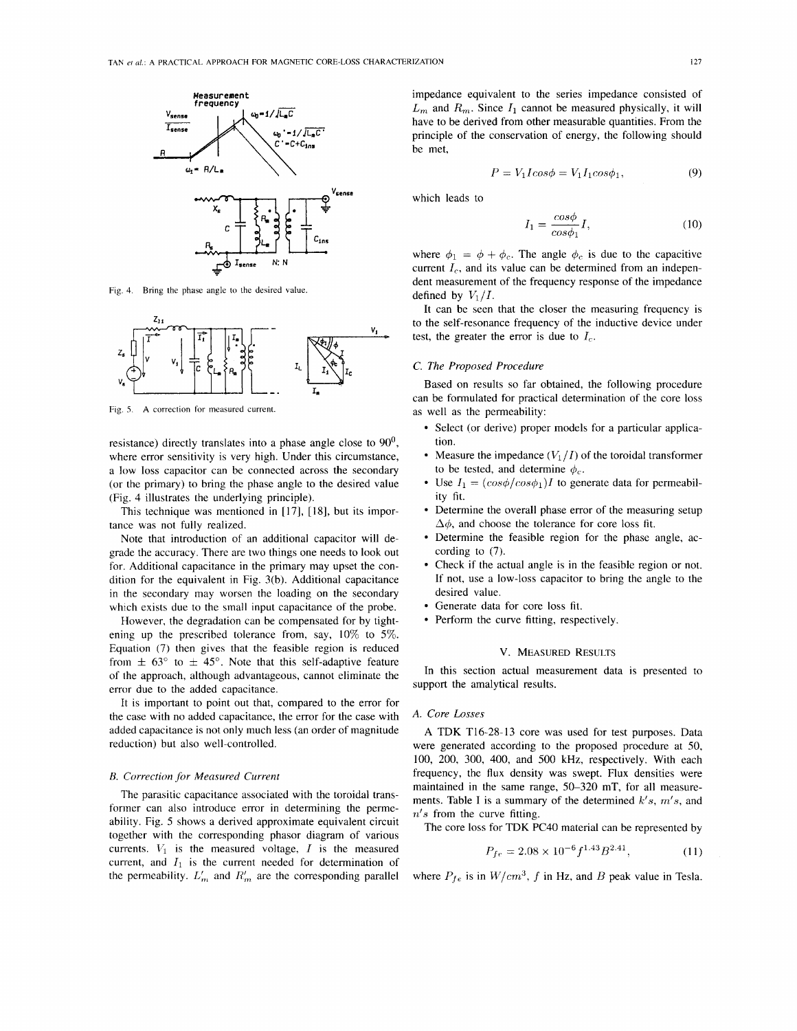Fig. 4. Bring the phase angle to the desired value.

Fig. 5. A correction for measured current.

resistance) directly translates into a phase angle close to $90^0$, where error sensitivity is very high. Under this circumstance, a low loss capacitor can be connected across the secondary (or the primary) to bring the phase angle to the desired value (Fig. 4 illustrates the underlying principle).

This technique was mentioned in [17], [18], but its importance was not fully realized.

Note that introduction of an additional capacitor will degrade the accuracy. There are two things one needs to look out for. Additional capacitance in the primary may upset the condition for the equivalent in Fig. 3(b). Additional capacitance in the secondary may worsen the loading on the secondary which exists due to the small input capacitance of the probe.

However, the degradation can be compensated for by tightening up the prescribed tolerance from, say, 10% to 5%. Equation (7) then gives that the feasible region is reduced from $\pm\ 63^\circ$ to $\pm\ 45^\circ$. Note that this self-adaptive feature of the approach, although advantageous, cannot eliminate the error due to the added capacitance.

It is important to point out that, compared to the error for the case with no added capacitance, the error for the case with added capacitance is not only much less (an order of magnitude reduction) but also well-controlled.

### B. Correction for Measured Current

The parasitic capacitance associated with the toroidal transformer can also introduce error in determining the permeability. Fig. 5 shows a derived approximate equivalent circuit together with the corresponding phasor diagram of various currents. $V_1$ is the measured voltage, $I$ is the measured current, and $I_1$ is the current needed for determination of the permeability. $L'_m$ and $R'_m$ are the corresponding parallel impedance equivalent to the series impedance consisted of $L_m$ and $R_m$. Since $I_1$ cannot be measured physically, it will have to be derived from other measurable quantities. From the principle of the conservation of energy, the following should be met,

$$P = V_1 I cos\phi = V_1 I_1 cos\phi_1, \tag{9}$$

which leads to

$$I_1 = \frac{cos\phi}{cos\phi_1} I, \tag{10}$$

where $\phi_1 = \phi + \phi_c$. The angle $\phi_c$ is due to the capacitive current $I_c$, and its value can be determined from an independent measurement of the frequency response of the impedance defined by $V_1/I$.

It can be seen that the closer the measuring frequency is to the self-resonance frequency of the inductive device under test, the greater the error is due to $I_c$.

### C. The Proposed Procedure

Based on results so far obtained, the following procedure can be formulated for practical determination of the core loss as well as the permeability:

- Select (or derive) proper models for a particular application.
- Measure the impedance ($V_1/I$) of the toroidal transformer to be tested, and determine $\phi_c$.
- Use $I_1 = (cos\phi/cos\phi_1)I$ to generate data for permeability fit.
- Determine the overall phase error of the measuring setup $\Delta\phi$, and choose the tolerance for core loss fit.
- Determine the feasible region for the phase angle, according to (7).
- Check if the actual angle is in the feasible region or not. If not, use a low-loss capacitor to bring the angle to the desired value.
- Generate data for core loss fit.
- Perform the curve fitting, respectively.

## V. Measured Results

In this section actual measurement data is presented to support the amalytical results.

### A. Core Losses

A TDK T16-28-13 core was used for test purposes. Data were generated according to the proposed procedure at 50, 100, 200, 300, 400, and 500 kHz, respectively. With each frequency, the flux density was swept. Flux densities were maintained in the same range, 50–320 mT, for all measurements. Table I is a summary of the determined $k's$, $m's$, and $n's$ from the curve fitting.

The core loss for TDK PC40 material can be represented by

$$P_{fe} = 2.08 \times 10^{-6} f^{1.43} B^{2.41}, \tag{11}$$

where $P_{fe}$ is in $W/cm^3$, $f$ in Hz, and $B$ peak value in Tesla.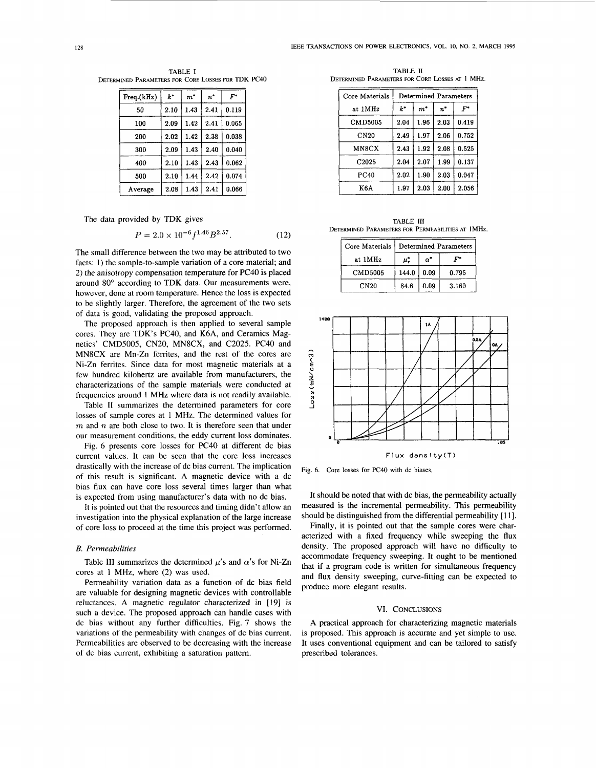TABLE I
DETERMINED PARAMETERS FOR CORE LOSSES FOR TDK PC40

| Freq.(kHz) | $k^*$ | $m^*$ | $n^*$ | $F^*$ |
|---|---|---|---|---|
| 50 | 2.10 | 1.43 | 2.41 | 0.119 |
| 100 | 2.09 | 1.42 | 2.41 | 0.065 |
| 200 | 2.02 | 1.42 | 2.38 | 0.038 |
| 300 | 2.09 | 1.43 | 2.40 | 0.040 |
| 400 | 2.10 | 1.43 | 2.43 | 0.062 |
| 500 | 2.10 | 1.44 | 2.42 | 0.074 |
| Average | 2.08 | 1.43 | 2.41 | 0.066 |

The data provided by TDK gives

$$P = 2.0 \times 10^{-6} f^{1.46} B^{2.57}. \tag{12}$$

The small difference between the two may be attributed to two facts: 1) the sample-to-sample variation of a core material; and 2) the anisotropy compensation temperature for PC40 is placed around 80° according to TDK data. Our measurements were, however, done at room temperature. Hence the loss is expected to be slightly larger. Therefore, the agreement of the two sets of data is good, validating the proposed approach.

The proposed approach is then applied to several sample cores. They are TDK's PC40, and K6A, and Ceramics Magnetics' CMD5005, CN20, MN8CX, and C2025. PC40 and MN8CX are Mn-Zn ferrites, and the rest of the cores are Ni-Zn ferrites. Since data for most magnetic materials at a few hundred kilohertz are available from manufacturers, the characterizations of the sample materials were conducted at frequencies around 1 MHz where data is not readily available.

Table II summarizes the determined parameters for core losses of sample cores at 1 MHz. The determined values for $m$ and $n$ are both close to two. It is therefore seen that under our measurement conditions, the eddy current loss dominates.

Fig. 6 presents core losses for PC40 at different dc bias current values. It can be seen that the core loss increases drastically with the increase of dc bias current. The implication of this result is significant. A magnetic device with a dc bias flux can have core loss several times larger than what is expected from using manufacturer's data with no dc bias.

It is pointed out that the resources and timing didn't allow an investigation into the physical explanation of the large increase of core loss to proceed at the time this project was performed.

### B. Permeabilities

Table III summarizes the determined $\mu'$s and $\alpha'$s for Ni-Zn cores at 1 MHz, where (2) was used.

Permeability variation data as a function of dc bias field are valuable for designing magnetic devices with controllable reluctances. A magnetic regulator characterized in [19] is such a device. The proposed approach can handle cases with dc bias without any further difficulties. Fig. 7 shows the variations of the permeability with changes of dc bias current. Permeabilities are observed to be decreasing with the increase of dc bias current, exhibiting a saturation pattern.

TABLE II
DETERMINED PARAMETERS FOR CORE LOSSES AT 1 MHz.

| Core Materials | Determined Parameters | | | |
|---|---|---|---|---|
| at 1MHz | $k^*$ | $m^*$ | $n^*$ | $F^*$ |
| CMD5005 | 2.04 | 1.96 | 2.03 | 0.419 |
| CN20 | 2.49 | 1.97 | 2.06 | 0.752 |
| MN8CX | 2.43 | 1.92 | 2.08 | 0.525 |
| C2025 | 2.04 | 2.07 | 1.99 | 0.137 |
| PC40 | 2.02 | 1.90 | 2.03 | 0.047 |
| K6A | 1.97 | 2.03 | 2.00 | 2.056 |

TABLE III
DETERMINED PARAMETERS FOR PERMEABILITIES AT 1MHz.

| Core Materials | Determined Parameters | | |
|---|---|---|---|
| at 1MHz | $\mu_r^*$ | $\alpha^*$ | $F^*$ |
| CMD5005 | 144.0 | 0.09 | 0.795 |
| CN20 | 84.6 | 0.09 | 3.160 |

Fig. 6. Core losses for PC40 with dc biases.

It should be noted that with dc bias, the permeability actually measured is the incremental permeability. This permeability should be distinguished from the differential permeability [11].

Finally, it is pointed out that the sample cores were characterized with a fixed frequency while sweeping the flux density. The proposed approach will have no difficulty to accommodate frequency sweeping. It ought to be mentioned that if a program code is written for simultaneous frequency and flux density sweeping, curve-fitting can be expected to produce more elegant results.

## VI. CONCLUSIONS

A practical approach for characterizing magnetic materials is proposed. This approach is accurate and yet simple to use. It uses conventional equipment and can be tailored to satisfy prescribed tolerances.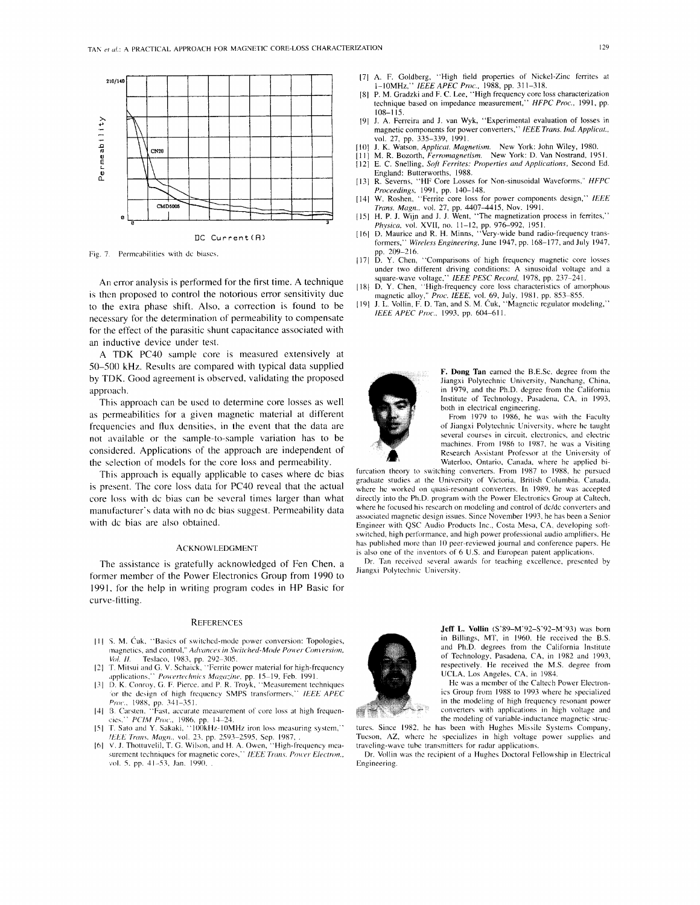Fig. 7. Permeabilities with dc biases.

An error analysis is performed for the first time. A technique is then proposed to control the notorious error sensitivity due to the extra phase shift. Also, a correction is found to be necessary for the determination of permeability to compensate for the effect of the parasitic shunt capacitance associated with an inductive device under test.

A TDK PC40 sample core is measured extensively at 50–500 kHz. Results are compared with typical data supplied by TDK. Good agreement is observed, validating the proposed approach.

This approach can be used to determine core losses as well as permeabilities for a given magnetic material at different frequencies and flux densities, in the event that the data are not available or the sample-to-sample variation has to be considered. Applications of the approach are independent of the selection of models for the core loss and permeability.

This approach is equally applicable to cases where dc bias is present. The core loss data for PC40 reveal that the actual core loss with dc bias can be several times larger than what manufacturer's data with no dc bias suggest. Permeability data with dc bias are also obtained.

## Acknowledgment

The assistance is gratefully acknowledged of Fen Chen, a former member of the Power Electronics Group from 1990 to 1991, for the help in writing program codes in HP Basic for curve-fitting.

## References

[1] S. M. Ćuk, "Basics of switched-mode power conversion: Topologies, magnetics, and control," *Advances in Switched-Mode Power Conversion, Vol. II*. Teslaco, 1983, pp. 292–305.

[2] T. Mitsui and G. V. Schaick, "Ferrite power material for high-frequency applications," *Powertechnics Magazine*, pp. 15–19, Feb. 1991.

[3] D. K. Conroy, G. F. Pierce, and P. R. Troyk, "Measurement techniques for the design of high frequency SMPS transformers," *IEEE APEC Proc.*, 1988, pp. 341–351.

[4] B. Carsten, "Fast, accurate measurement of core loss at high frequencies," *PCIM Proc.*, 1986, pp. 14–24.

[5] T. Sato and Y. Sakaki, "100kHz-10MHz iron loss measuring system," *IEEE Trans. Magn.*, vol. 23, pp. 2593–2595, Sep. 1987.

[6] V. J. Thottuvelil, T. G. Wilson, and H. A. Owen, "High-frequency measurement techniques for magnetic cores," *IEEE Trans. Power Electron.*, vol. 5, pp. 41–53, Jan. 1990.

[7] A. F. Goldberg, "High field properties of Nickel-Zinc ferrites at 1–10MHz," *IEEE APEC Proc.*, 1988, pp. 311–318.

[8] P. M. Gradzki and F. C. Lee, "High frequency core loss characterization technique based on impedance measurement," *HFPC Proc.*, 1991, pp. 108–115.

[9] J. A. Ferreira and J. van Wyk, "Experimental evaluation of losses in magnetic components for power converters," *IEEE Trans. Ind. Applicat.*, vol. 27, pp. 335–339, 1991.

[10] J. K. Watson, *Applicat. Magnetism*. New York: John Wiley, 1980.

[11] M. R. Bozorth, *Ferromagnetism*. New York: D. Van Nostrand, 1951.

[12] E. C. Snelling, *Soft Ferrites: Properties and Applications*, Second Ed. England: Butterworths, 1988.

[13] R. Severns, "HF Core Losses for Non-sinusoidal Waveforms," *HFPC Proceedings*, 1991, pp. 140–148.

[14] W. Roshen, "Ferrite core loss for power components design," *IEEE Trans. Magn.*, vol. 27, pp. 4407–4415, Nov. 1991.

[15] H. P. J. Wijn and J. J. Went, "The magnetization process in ferrites," *Physica*, vol. XVII, no. 11–12, pp. 976–992, 1951.

[16] D. Maurice and R. H. Minns, "Very-wide band radio-frequency transformers," *Wireless Engineering*, June 1947, pp. 168–177, and July 1947, pp. 209–216.

[17] D. Y. Chen, "Comparisons of high frequency magnetic core losses under two different driving conditions: A sinusoidal voltage and a square-wave voltage," *IEEE PESC Record*, 1978, pp. 237–241.

[18] D. Y. Chen, "High-frequency core loss characteristics of amorphous magnetic alloy," *Proc. IEEE*, vol. 69, July, 1981, pp. 853–855.

[19] J. L. Vollin, F. D. Tan, and S. M. Ćuk, "Magnetic regulator modeling," *IEEE APEC Proc.*, 1993, pp. 604–611.

**F. Dong Tan** earned the B.E.Sc. degree from the Jiangxi Polytechnic University, Nanchang, China, in 1979, and the Ph.D. degree from the California Institute of Technology, Pasadena, CA, in 1993, both in electrical engineering.

From 1979 to 1986, he was with the Faculty of Jiangxi Polytechnic University, where he taught several courses in circuit, electronics, and electric machines. From 1986 to 1987, he was a Visiting Research Assistant Professor at the University of Waterloo, Ontario, Canada, where he applied bifurcation theory to switching converters. From 1987 to 1988, he pursued graduate studies at the University of Victoria, British Columbia, Canada, where he worked on quasi-resonant converters. In 1989, he was accepted directly into the Ph.D. program with the Power Electronics Group at Caltech, where he focused his research on modeling and control of dc/dc converters and associated magnetic design issues. Since November 1993, he has been a Senior Engineer with QSC Audio Products Inc., Costa Mesa, CA, developing soft-switched, high performance, and high power professional audio amplifiers. He has published more than 10 peer-reviewed journal and conference papers. He is also one of the inventors of 6 U.S. and European patent applications.

Dr. Tan received several awards for teaching excellence, presented by Jiangxi Polytechnic University.

**Jeff L. Vollin** (S'89–M'92–S'92–M'93) was born in Billings, MT, in 1960. He received the B.S. and Ph.D. degrees from the California Institute of Technology, Pasadena, CA, in 1982 and 1993, respectively. He received the M.S. degree from UCLA, Los Angeles, CA, in 1984.

He was a member of the Caltech Power Electronics Group from 1988 to 1993 where he specialized in the modeling of high frequency resonant power converters with applications in high voltage and the modeling of variable-inductance magnetic structures. Since 1982, he has been with Hughes Missile Systems Company, Tucson, AZ, where he specializes in high voltage power supplies and traveling-wave tube transmitters for radar applications.

Dr. Vollin was the recipient of a Hughes Doctoral Fellowship in Electrical Engineering.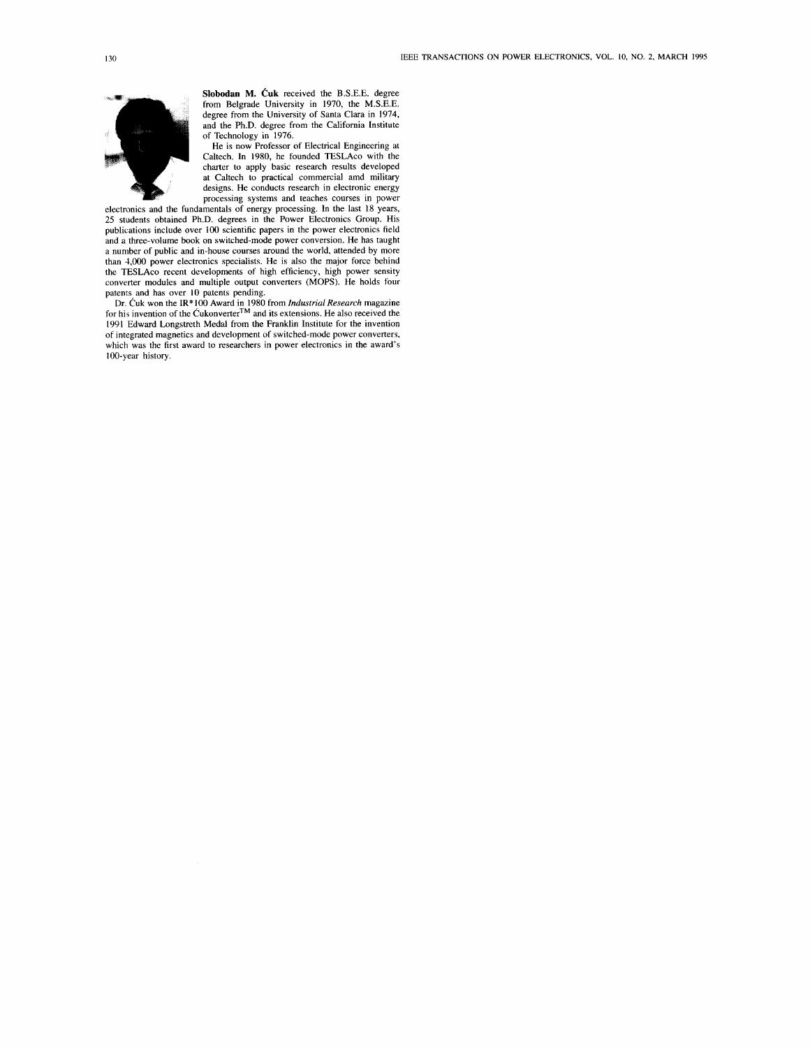**Slobodan M. Ćuk** received the B.S.E.E. degree from Belgrade University in 1970, the M.S.E.E. degree from the University of Santa Clara in 1974, and the Ph.D. degree from the California Institute of Technology in 1976.

He is now Professor of Electrical Engineering at Caltech. In 1980, he founded TESLAco with the charter to apply basic research results developed at Caltech to practical commercial amd military designs. He conducts research in electronic energy processing systems and teaches courses in power electronics and the fundamentals of energy processing. In the last 18 years, 25 students obtained Ph.D. degrees in the Power Electronics Group. His publications include over 100 scientific papers in the power electronics field and a three-volume book on switched-mode power conversion. He has taught a number of public and in-house courses around the world, attended by more than 4,000 power electronics specialists. He is also the major force behind the TESLAco recent developments of high efficiency, high power sensity converter modules and multiple output converters (MOPS). He holds four patents and has over 10 patents pending.

Dr. Ćuk won the IR*100 Award in 1980 from *Industrial Research* magazine for his invention of the Ćukonverter$^{TM}$ and its extensions. He also received the 1991 Edward Longstreth Medal from the Franklin Institute for the invention of integrated magnetics and development of switched-mode power converters, which was the first award to researchers in power electronics in the award's 100-year history.